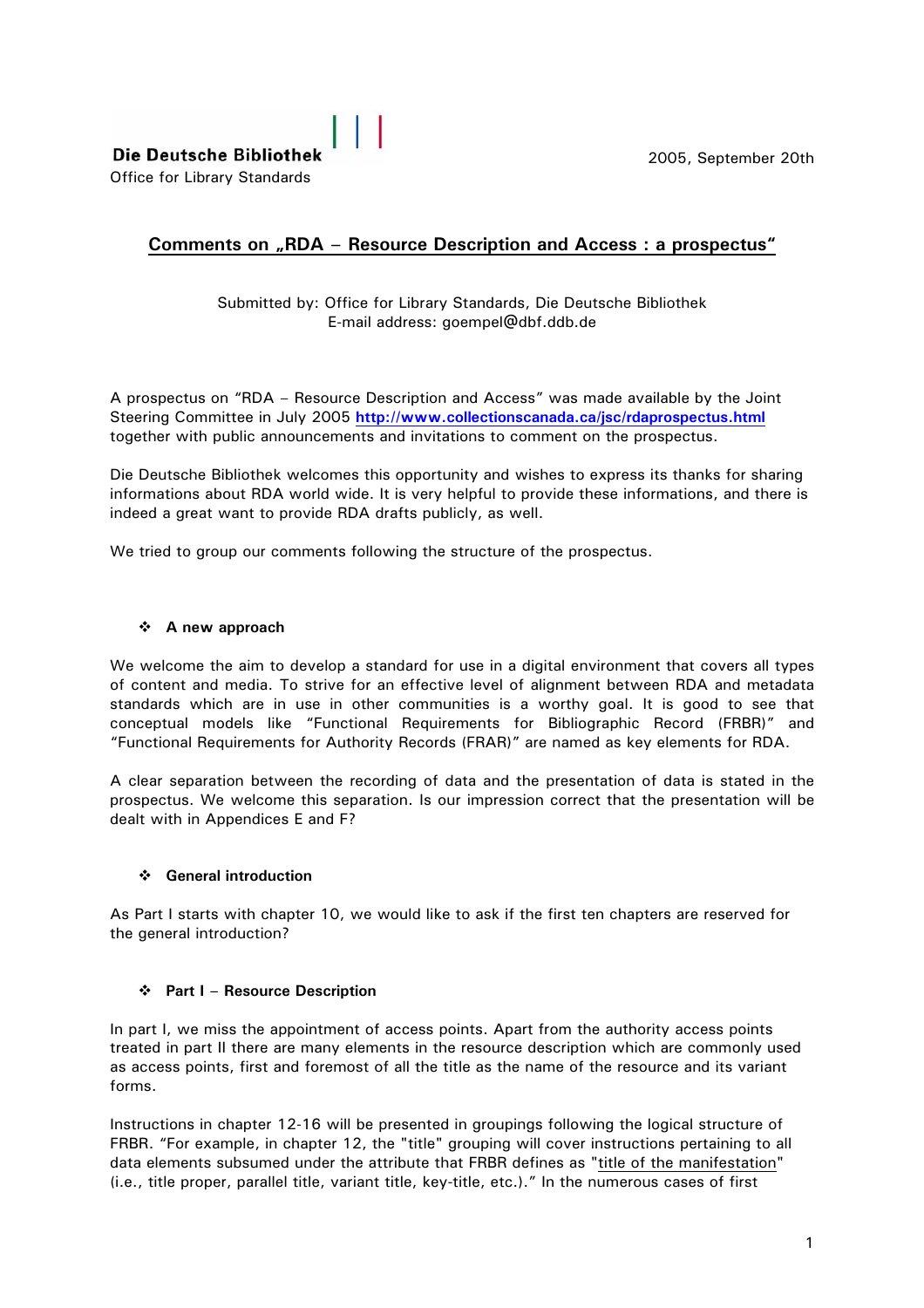**Die Deutsche Bibliothek**
Office for Library Standards

2005, September 20th

## Comments on „RDA – Resource Description and Access : a prospectus"

Submitted by: Office for Library Standards, Die Deutsche Bibliothek
E-mail address: goempel@dbf.ddb.de

A prospectus on "RDA – Resource Description and Access" was made available by the Joint Steering Committee in July 2005 **http://www.collectionscanada.ca/jsc/rdaprospectus.html** together with public announcements and invitations to comment on the prospectus.

Die Deutsche Bibliothek welcomes this opportunity and wishes to express its thanks for sharing informations about RDA world wide. It is very helpful to provide these informations, and there is indeed a great want to provide RDA drafts publicly, as well.

We tried to group our comments following the structure of the prospectus.

### ❖ A new approach

We welcome the aim to develop a standard for use in a digital environment that covers all types of content and media. To strive for an effective level of alignment between RDA and metadata standards which are in use in other communities is a worthy goal. It is good to see that conceptual models like "Functional Requirements for Bibliographic Record (FRBR)" and "Functional Requirements for Authority Records (FRAR)" are named as key elements for RDA.

A clear separation between the recording of data and the presentation of data is stated in the prospectus. We welcome this separation. Is our impression correct that the presentation will be dealt with in Appendices E and F?

### ❖ General introduction

As Part I starts with chapter 10, we would like to ask if the first ten chapters are reserved for the general introduction?

### ❖ Part I – Resource Description

In part I, we miss the appointment of access points. Apart from the authority access points treated in part II there are many elements in the resource description which are commonly used as access points, first and foremost of all the title as the name of the resource and its variant forms.

Instructions in chapter 12-16 will be presented in groupings following the logical structure of FRBR. "For example, in chapter 12, the "title" grouping will cover instructions pertaining to all data elements subsumed under the attribute that FRBR defines as "title of the manifestation" (i.e., title proper, parallel title, variant title, key-title, etc.)." In the numerous cases of first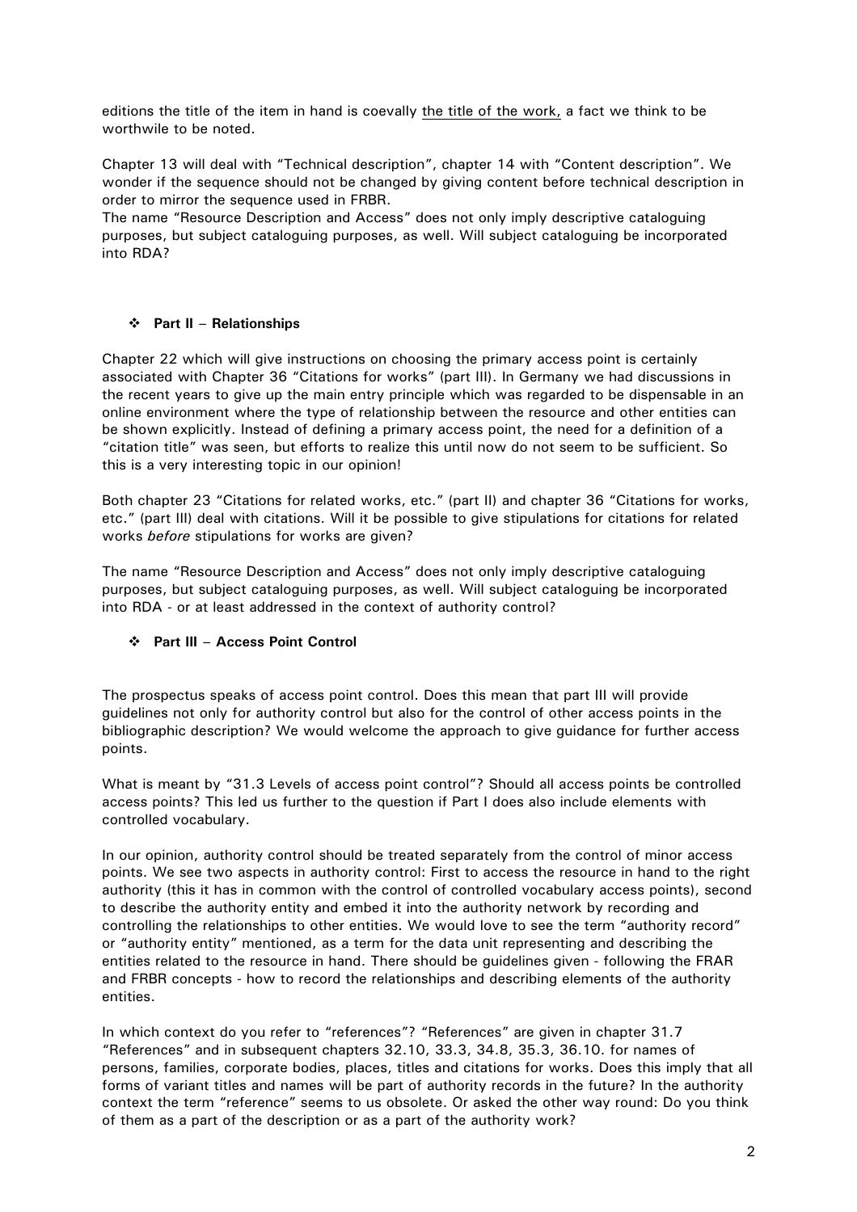editions the title of the item in hand is coevally <u>the title of the work,</u> a fact we think to be worthwile to be noted.

Chapter 13 will deal with "Technical description", chapter 14 with "Content description". We wonder if the sequence should not be changed by giving content before technical description in order to mirror the sequence used in FRBR.

The name "Resource Description and Access" does not only imply descriptive cataloguing purposes, but subject cataloguing purposes, as well. Will subject cataloguing be incorporated into RDA?

- **Part II – Relationships**

Chapter 22 which will give instructions on choosing the primary access point is certainly associated with Chapter 36 "Citations for works" (part III). In Germany we had discussions in the recent years to give up the main entry principle which was regarded to be dispensable in an online environment where the type of relationship between the resource and other entities can be shown explicitly. Instead of defining a primary access point, the need for a definition of a "citation title" was seen, but efforts to realize this until now do not seem to be sufficient. So this is a very interesting topic in our opinion!

Both chapter 23 "Citations for related works, etc." (part II) and chapter 36 "Citations for works, etc." (part III) deal with citations. Will it be possible to give stipulations for citations for related works *before* stipulations for works are given?

The name "Resource Description and Access" does not only imply descriptive cataloguing purposes, but subject cataloguing purposes, as well. Will subject cataloguing be incorporated into RDA - or at least addressed in the context of authority control?

- **Part III – Access Point Control**

The prospectus speaks of access point control. Does this mean that part III will provide guidelines not only for authority control but also for the control of other access points in the bibliographic description? We would welcome the approach to give guidance for further access points.

What is meant by "31.3 Levels of access point control"? Should all access points be controlled access points? This led us further to the question if Part I does also include elements with controlled vocabulary.

In our opinion, authority control should be treated separately from the control of minor access points. We see two aspects in authority control: First to access the resource in hand to the right authority (this it has in common with the control of controlled vocabulary access points), second to describe the authority entity and embed it into the authority network by recording and controlling the relationships to other entities. We would love to see the term "authority record" or "authority entity" mentioned, as a term for the data unit representing and describing the entities related to the resource in hand. There should be guidelines given - following the FRAR and FRBR concepts - how to record the relationships and describing elements of the authority entities.

In which context do you refer to "references"? "References" are given in chapter 31.7 "References" and in subsequent chapters 32.10, 33.3, 34.8, 35.3, 36.10. for names of persons, families, corporate bodies, places, titles and citations for works. Does this imply that all forms of variant titles and names will be part of authority records in the future? In the authority context the term "reference" seems to us obsolete. Or asked the other way round: Do you think of them as a part of the description or as a part of the authority work?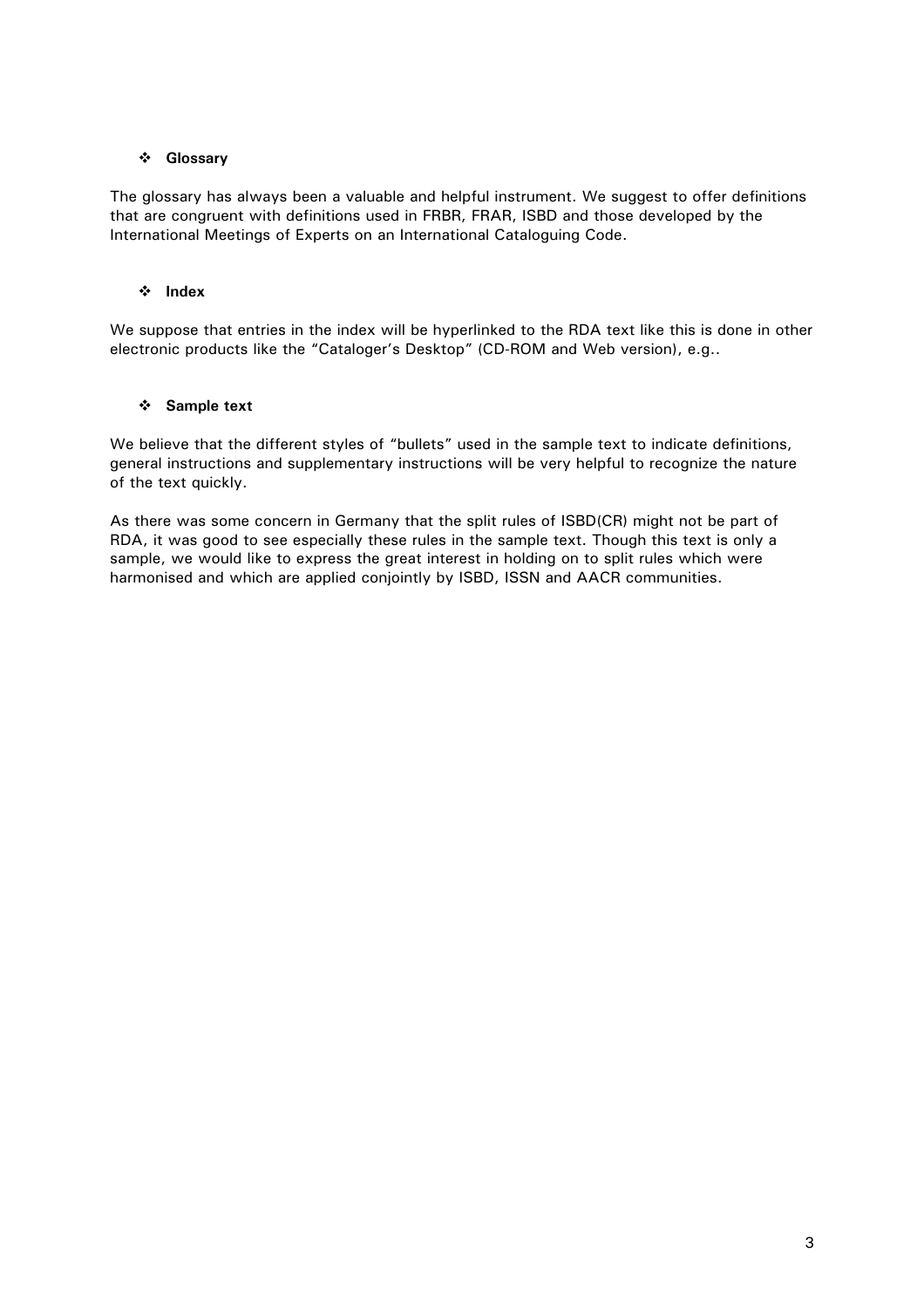- **Glossary**

The glossary has always been a valuable and helpful instrument. We suggest to offer definitions that are congruent with definitions used in FRBR, FRAR, ISBD and those developed by the International Meetings of Experts on an International Cataloguing Code.

- **Index**

We suppose that entries in the index will be hyperlinked to the RDA text like this is done in other electronic products like the "Cataloger's Desktop" (CD-ROM and Web version), e.g..

- **Sample text**

We believe that the different styles of "bullets" used in the sample text to indicate definitions, general instructions and supplementary instructions will be very helpful to recognize the nature of the text quickly.

As there was some concern in Germany that the split rules of ISBD(CR) might not be part of RDA, it was good to see especially these rules in the sample text. Though this text is only a sample, we would like to express the great interest in holding on to split rules which were harmonised and which are applied conjointly by ISBD, ISSN and AACR communities.